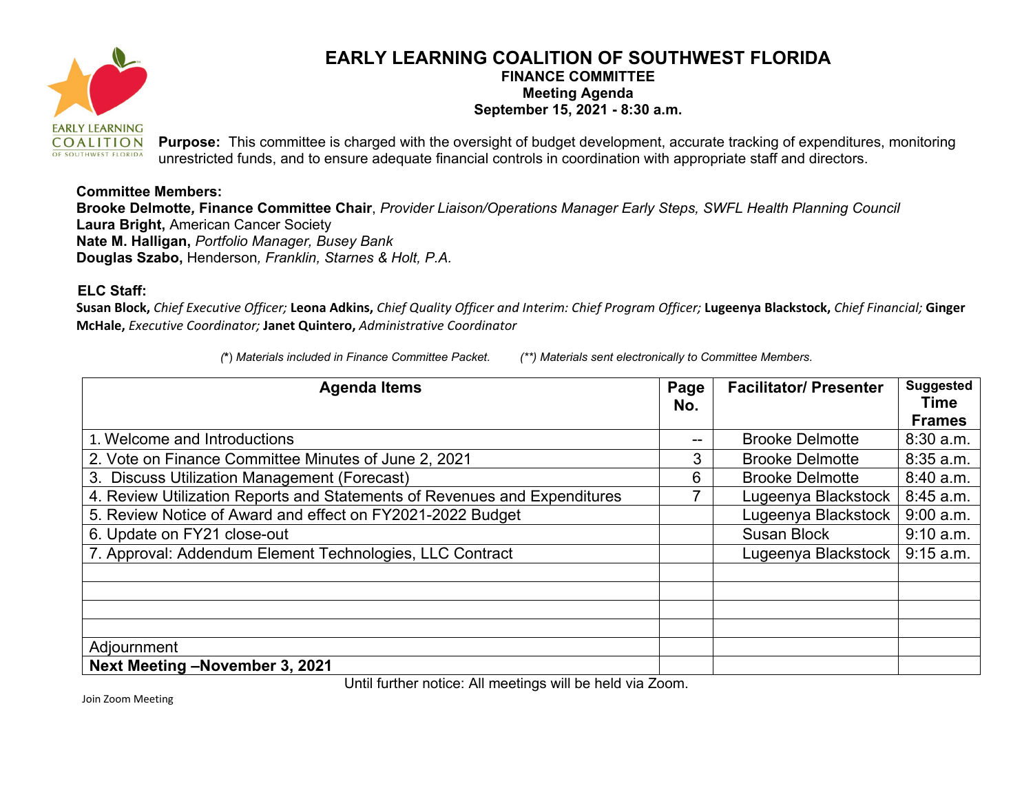# EARLY LEARNING COALITION OF SOUTHWEST FLORIDA

## FINANCE COMMITTEE

**Meeting Agenda**

**September 15, 2021 - 8:30 a.m.**

**Purpose:** This committee is charged with the oversight of budget development, accurate tracking of expenditures, monitoring unrestricted funds, and to ensure adequate financial controls in coordination with appropriate staff and directors.

**Committee Members:**

**Brooke Delmotte, Finance Committee Chair**, *Provider Liaison/Operations Manager Early Steps, SWFL Health Planning Council*
**Laura Bright,** American Cancer Society
**Nate M. Halligan,** *Portfolio Manager, Busey Bank*
**Douglas Szabo,** Henderson*, Franklin, Starnes & Holt, P.A.*

**ELC Staff:**

**Susan Block,** *Chief Executive Officer;* **Leona Adkins,** *Chief Quality Officer and Interim: Chief Program Officer;* **Lugeenya Blackstock,** *Chief Financial;* **Ginger McHale,** *Executive Coordinator;* **Janet Quintero,** *Administrative Coordinator*

*(\*) Materials included in Finance Committee Packet.* *(\*\*) Materials sent electronically to Committee Members.*

| Agenda Items | Page No. | Facilitator/ Presenter | Suggested Time Frames |
|---|---|---|---|
| 1. Welcome and Introductions | -- | Brooke Delmotte | 8:30 a.m. |
| 2. Vote on Finance Committee Minutes of June 2, 2021 | 3 | Brooke Delmotte | 8:35 a.m. |
| 3. Discuss Utilization Management (Forecast) | 6 | Brooke Delmotte | 8:40 a.m. |
| 4. Review Utilization Reports and Statements of Revenues and Expenditures | 7 | Lugeenya Blackstock | 8:45 a.m. |
| 5. Review Notice of Award and effect on FY2021-2022 Budget | | Lugeenya Blackstock | 9:00 a.m. |
| 6. Update on FY21 close-out | | Susan Block | 9:10 a.m. |
| 7. Approval: Addendum Element Technologies, LLC Contract | | Lugeenya Blackstock | 9:15 a.m. |
| | | | |
| | | | |
| | | | |
| | | | |
| Adjournment | | | |
| **Next Meeting –November 3, 2021** | | | |

Until further notice: All meetings will be held via Zoom.

Join Zoom Meeting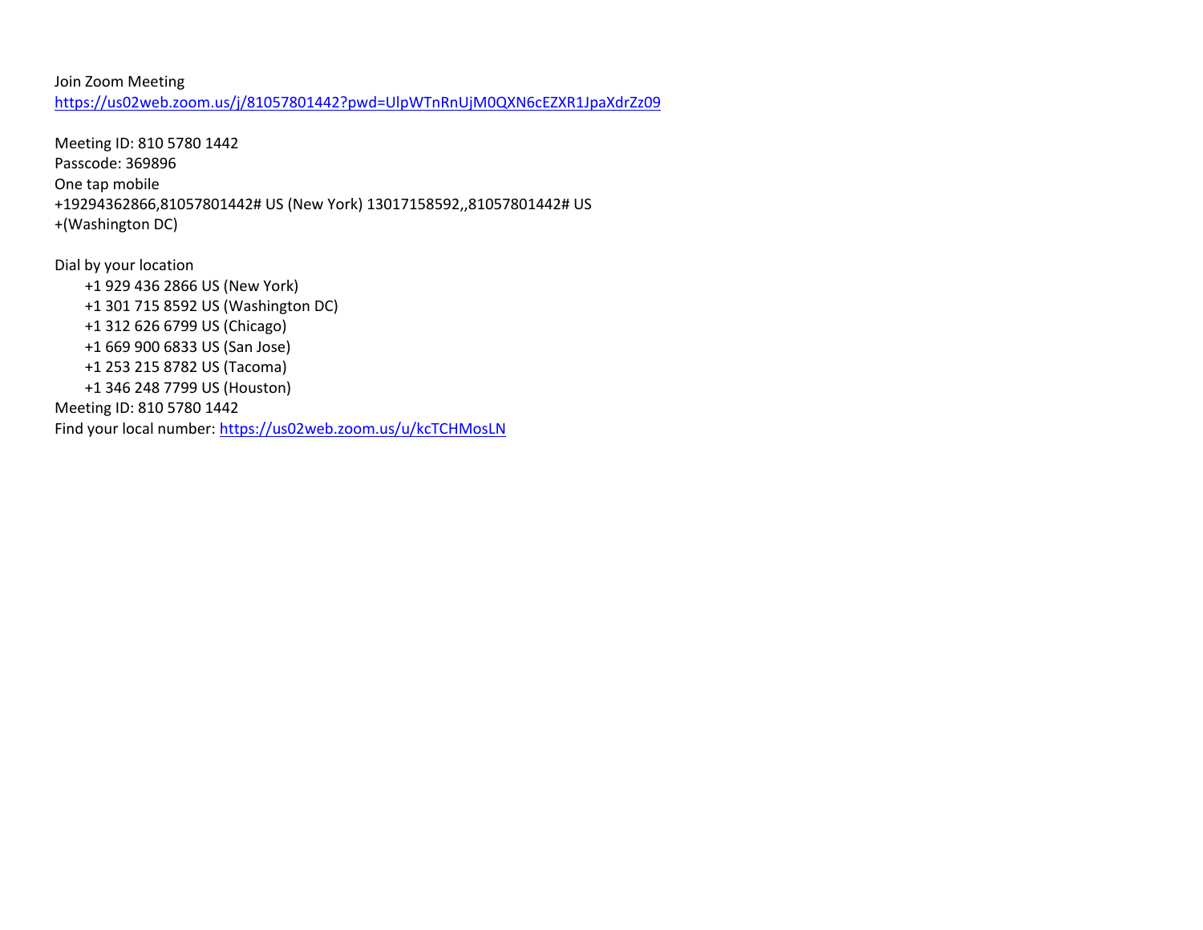Join Zoom Meeting
https://us02web.zoom.us/j/81057801442?pwd=UlpWTnRnUjM0QXN6cEZXR1JpaXdrZz09

Meeting ID: 810 5780 1442
Passcode: 369896
One tap mobile
+19294362866,81057801442# US (New York) 13017158592,,81057801442# US
+(Washington DC)

Dial by your location
 +1 929 436 2866 US (New York)
 +1 301 715 8592 US (Washington DC)
 +1 312 626 6799 US (Chicago)
 +1 669 900 6833 US (San Jose)
 +1 253 215 8782 US (Tacoma)
 +1 346 248 7799 US (Houston)
Meeting ID: 810 5780 1442
Find your local number: https://us02web.zoom.us/u/kcTCHMosLN